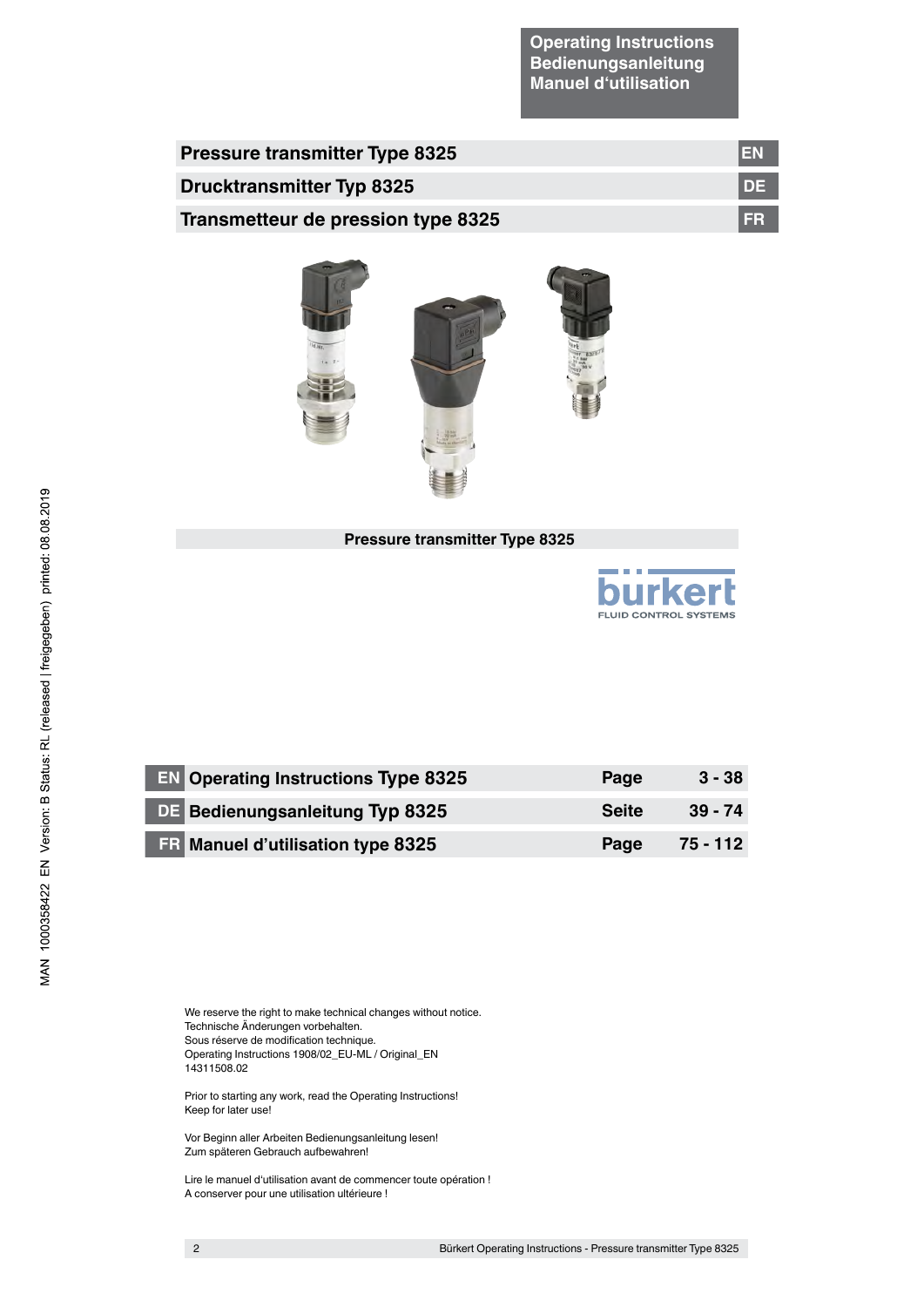**Operating Instructions**
**Bedienungsanleitung**
**Manuel d'utilisation**

# Pressure transmitter Type 8325 — EN

# Drucktransmitter Typ 8325 — DE

# Transmetteur de pression type 8325 — FR

**Pressure transmitter Type 8325**

bürkert
FLUID CONTROL SYSTEMS

| | | | |
|---|---|---|---|
| EN | Operating Instructions Type 8325 | Page | 3 - 38 |
| DE | Bedienungsanleitung Typ 8325 | Seite | 39 - 74 |
| FR | Manuel d'utilisation type 8325 | Page | 75 - 112 |

MAN 1000358422 EN Version: B Status: RL (released | freigegeben) printed: 08.08.2019

We reserve the right to make technical changes without notice.
Technische Änderungen vorbehalten.
Sous réserve de modification technique.
Operating Instructions 1908/02_EU-ML / Original_EN
14311508.02

Prior to starting any work, read the Operating Instructions!
Keep for later use!

Vor Beginn aller Arbeiten Bedienungsanleitung lesen!
Zum späteren Gebrauch aufbewahren!

Lire le manuel d'utilisation avant de commencer toute opération !
A conserver pour une utilisation ultérieure !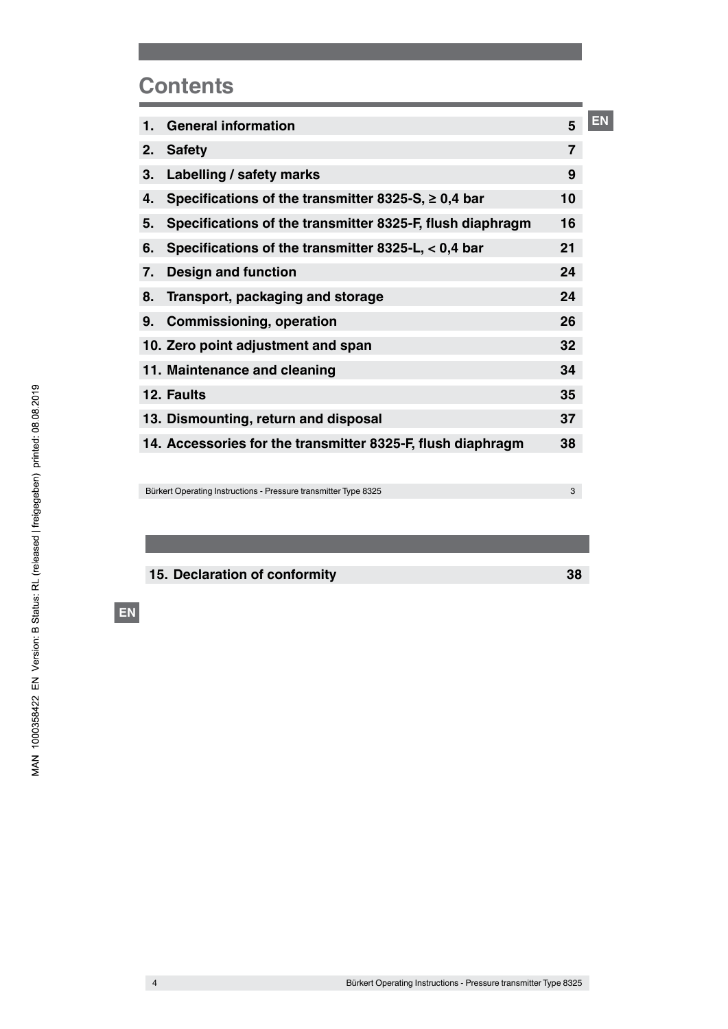# Contents

| | | |
|---|---|---|
| 1. | General information | 5 |
| 2. | Safety | 7 |
| 3. | Labelling / safety marks | 9 |
| 4. | Specifications of the transmitter 8325-S, ≥ 0,4 bar | 10 |
| 5. | Specifications of the transmitter 8325-F, flush diaphragm | 16 |
| 6. | Specifications of the transmitter 8325-L, < 0,4 bar | 21 |
| 7. | Design and function | 24 |
| 8. | Transport, packaging and storage | 24 |
| 9. | Commissioning, operation | 26 |
| 10. | Zero point adjustment and span | 32 |
| 11. | Maintenance and cleaning | 34 |
| 12. | Faults | 35 |
| 13. | Dismounting, return and disposal | 37 |
| 14. | Accessories for the transmitter 8325-F, flush diaphragm | 38 |
| 15. | Declaration of conformity | 38 |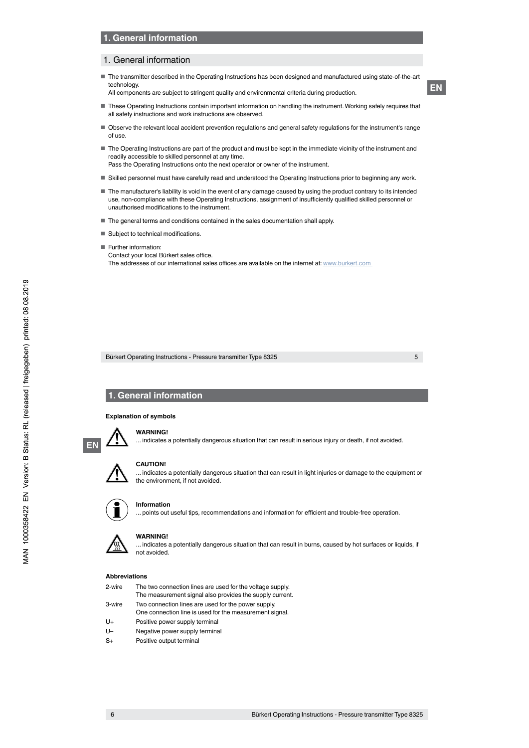# 1. General information

## 1. General information

- The transmitter described in the Operating Instructions has been designed and manufactured using state-of-the-art technology.
  All components are subject to stringent quality and environmental criteria during production.
- These Operating Instructions contain important information on handling the instrument. Working safely requires that all safety instructions and work instructions are observed.
- Observe the relevant local accident prevention regulations and general safety regulations for the instrument's range of use.
- The Operating Instructions are part of the product and must be kept in the immediate vicinity of the instrument and readily accessible to skilled personnel at any time.
  Pass the Operating Instructions onto the next operator or owner of the instrument.
- Skilled personnel must have carefully read and understood the Operating Instructions prior to beginning any work.
- The manufacturer's liability is void in the event of any damage caused by using the product contrary to its intended use, non-compliance with these Operating Instructions, assignment of insufficiently qualified skilled personnel or unauthorised modifications to the instrument.
- The general terms and conditions contained in the sales documentation shall apply.
- Subject to technical modifications.
- Further information:
  Contact your local Bürkert sales office.
  The addresses of our international sales offices are available on the internet at: www.burkert.com

# 1. General information

**Explanation of symbols**

**WARNING!**
... indicates a potentially dangerous situation that can result in serious injury or death, if not avoided.

**CAUTION!**
... indicates a potentially dangerous situation that can result in light injuries or damage to the equipment or the environment, if not avoided.

**Information**
... points out useful tips, recommendations and information for efficient and trouble-free operation.

**WARNING!**
... indicates a potentially dangerous situation that can result in burns, caused by hot surfaces or liquids, if not avoided.

**Abbreviations**

| | |
|---|---|
| 2-wire | The two connection lines are used for the voltage supply. The measurement signal also provides the supply current. |
| 3-wire | Two connection lines are used for the power supply. One connection line is used for the measurement signal. |
| U+ | Positive power supply terminal |
| U– | Negative power supply terminal |
| S+ | Positive output terminal |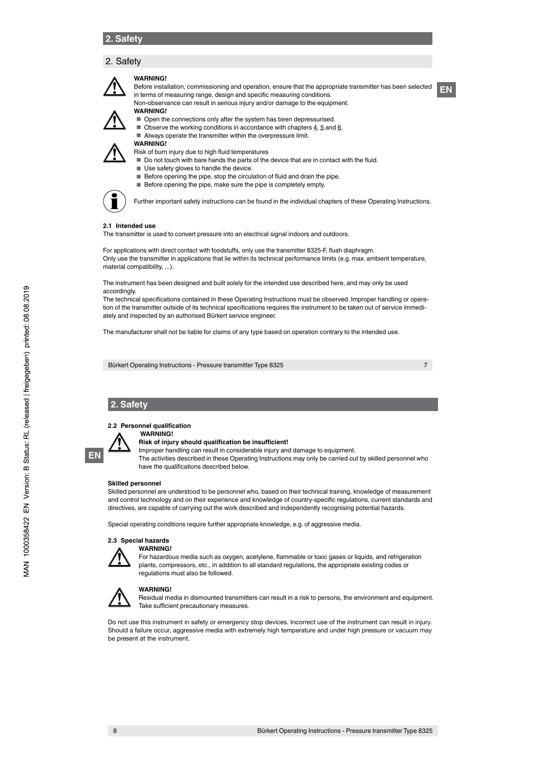# 2. Safety

## 2. Safety

**WARNING!**

Before installation, commissioning and operation, ensure that the appropriate transmitter has been selected in terms of measuring range, design and specific measuring conditions.

Non-observance can result in serious injury and/or damage to the equipment.

**WARNING!**

- Open the connections only after the system has been depressurised.
- Observe the working conditions in accordance with chapters 4, 5 and 6.
- Always operate the transmitter within the overpressure limit.

**WARNING!**

Risk of burn injury due to high fluid temperatures

- Do not touch with bare hands the parts of the device that are in contact with the fluid.
- Use safety gloves to handle the device.
- Before opening the pipe, stop the circulation of fluid and drain the pipe.
- Before opening the pipe, make sure the pipe is completely empty.

Further important safety instructions can be found in the individual chapters of these Operating Instructions.

### 2.1 Intended use

The transmitter is used to convert pressure into an electrical signal indoors and outdoors.

For applications with direct contact with foodstuffs, only use the transmitter 8325-F, flush diaphragm.
Only use the transmitter in applications that lie within its technical performance limits (e.g. max. ambient temperature, material compatibility, ...).

The instrument has been designed and built solely for the intended use described here, and may only be used accordingly.
The technical specifications contained in these Operating Instructions must be observed. Improper handling or operation of the transmitter outside of its technical specifications requires the instrument to be taken out of service immediately and inspected by an authorised Bürkert service engineer.

The manufacturer shall not be liable for claims of any type based on operation contrary to the intended use.

### 2.2 Personnel qualification

**WARNING!**

**Risk of injury should qualification be insufficient!**

Improper handling can result in considerable injury and damage to equipment.
The activities described in these Operating Instructions may only be carried out by skilled personnel who have the qualifications described below.

**Skilled personnel**

Skilled personnel are understood to be personnel who, based on their technical training, knowledge of measurement and control technology and on their experience and knowledge of country-specific regulations, current standards and directives, are capable of carrying out the work described and independently recognising potential hazards.

Special operating conditions require further appropriate knowledge, e.g. of aggressive media.

### 2.3 Special hazards

**WARNING!**

For hazardous media such as oxygen, acetylene, flammable or toxic gases or liquids, and refrigeration plants, compressors, etc., in addition to all standard regulations, the appropriate existing codes or regulations must also be followed.

**WARNING!**

Residual media in dismounted transmitters can result in a risk to persons, the environment and equipment. Take sufficient precautionary measures.

Do not use this instrument in safety or emergency stop devices. Incorrect use of the instrument can result in injury. Should a failure occur, aggressive media with extremely high temperature and under high pressure or vacuum may be present at the instrument.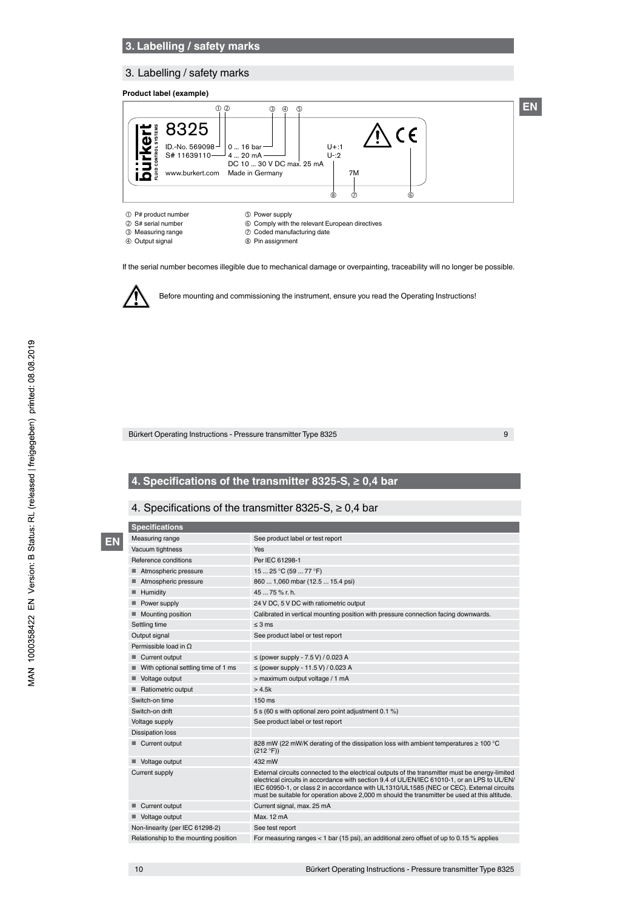# 3. Labelling / safety marks

**Product label (example)**

8325
ID.-No. 569098 | 0 ... 16 bar
S# 11639110 | 4 ... 20 mA
DC 10 ... 30 V DC max. 25 mA
www.burkert.com | Made in Germany
U+:1
U-:2
7M

① P# product number
② S# serial number
③ Measuring range
④ Output signal
⑤ Power supply
⑥ Comply with the relevant European directives
⑦ Coded manufacturing date
⑧ Pin assignment

If the serial number becomes illegible due to mechanical damage or overpainting, traceability will no longer be possible.

Before mounting and commissioning the instrument, ensure you read the Operating Instructions!

# 4. Specifications of the transmitter 8325-S, ≥ 0,4 bar

| Specifications | |
|---|---|
| Measuring range | See product label or test report |
| Vacuum tightness | Yes |
| Reference conditions | Per IEC 61298-1 |
| ■ Atmospheric pressure | 15 ... 25 °C (59 ... 77 °F) |
| ■ Atmospheric pressure | 860 ... 1,060 mbar (12.5 ... 15.4 psi) |
| ■ Humidity | 45 ... 75 % r. h. |
| ■ Power supply | 24 V DC, 5 V DC with ratiometric output |
| ■ Mounting position | Calibrated in vertical mounting position with pressure connection facing downwards. |
| Settling time | ≤ 3 ms |
| Output signal | See product label or test report |
| Permissible load in Ω | |
| ■ Current output | ≤ (power supply - 7.5 V) / 0.023 A |
| ■ With optional settling time of 1 ms | ≤ (power supply - 11.5 V) / 0.023 A |
| ■ Voltage output | > maximum output voltage / 1 mA |
| ■ Ratiometric output | > 4.5k |
| Switch-on time | 150 ms |
| Switch-on drift | 5 s (60 s with optional zero point adjustment 0.1 %) |
| Voltage supply | See product label or test report |
| Dissipation loss | |
| ■ Current output | 828 mW (22 mW/K derating of the dissipation loss with ambient temperatures ≥ 100 °C (212 °F)) |
| ■ Voltage output | 432 mW |
| Current supply | External circuits connected to the electrical outputs of the transmitter must be energy-limited electrical circuits in accordance with section 9.4 of UL/EN/IEC 61010-1, or an LPS to UL/EN/IEC 60950-1, or class 2 in accordance with UL1310/UL1585 (NEC or CEC). External circuits must be suitable for operation above 2,000 m should the transmitter be used at this altitude. |
| ■ Current output | Current signal, max. 25 mA |
| ■ Voltage output | Max. 12 mA |
| Non-linearity (per IEC 61298-2) | See test report |
| Relationship to the mounting position | For measuring ranges < 1 bar (15 psi), an additional zero offset of up to 0.15 % applies |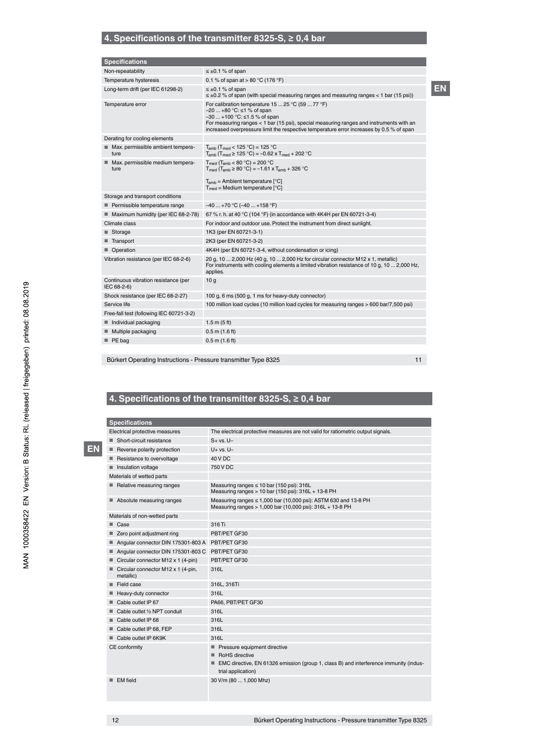## 4. Specifications of the transmitter 8325-S, ≥ 0,4 bar

| Specifications | |
|---|---|
| Non-repeatability | ≤ ±0.1 % of span |
| Temperature hysteresis | 0.1 % of span at > 80 °C (176 °F) |
| Long-term drift (per IEC 61298-2) | ≤ ±0.1 % of span<br>≤ ±0.2 % of span (with special measuring ranges and measuring ranges < 1 bar (15 psi)) |
| Temperature error | For calibration temperature 15 ... 25 °C (59 ... 77 °F)<br>–20 ... +80 °C: ≤1 % of span<br>–30 ... +100 °C: ≤1.5 % of span<br>For measuring ranges < 1 bar (15 psi), special measuring ranges and instruments with an increased overpressure limit the respective temperature error increases by 0.5 % of span |
| Derating for cooling elements | |
| ■ Max. permissible ambient temperature | $T_{amb}$ ($T_{med}$ < 125 °C) = 125 °C<br>$T_{amb}$ ($T_{med}$ ≥ 125 °C) = –0.62 x $T_{med}$ + 202 °C |
| ■ Max. permissible medium temperature | $T_{med}$ ($T_{amb}$ < 80 °C) = 200 °C<br>$T_{med}$ ($T_{amb}$ ≥ 80 °C) = –1.61 x $T_{amb}$ + 326 °C<br><br>$T_{amb}$ = Ambient temperature [°C]<br>$T_{med}$ = Medium temperature [°C] |
| Storage and transport conditions | |
| ■ Permissible temperature range | –40 ... +70 °C (–40 ... +158 °F) |
| ■ Maximum humidity (per IEC 68-2-78) | 67 % r. h. at 40 °C (104 °F) (in accordance with 4K4H per EN 60721-3-4) |
| Climate class | For indoor and outdoor use. Protect the instrument from direct sunlight. |
| ■ Storage | 1K3 (per EN 60721-3-1) |
| ■ Transport | 2K3 (per EN 60721-3-2) |
| ■ Operation | 4K4H (per EN 60721-3-4, without condensation or icing) |
| Vibration resistance (per IEC 68-2-6) | 20 g, 10 ... 2,000 Hz (40 g, 10 ... 2,000 Hz for circular connector M12 x 1, metallic)<br>For instruments with cooling elements a limited vibration resistance of 10 g, 10 ... 2,000 Hz, applies. |
| Continuous vibration resistance (per IEC 68-2-6) | 10 g |
| Shock resistance (per IEC 68-2-27) | 100 g, 6 ms (500 g, 1 ms for heavy-duty connector) |
| Service life | 100 million load cycles (10 million load cycles for measuring ranges > 600 bar/7,500 psi) |
| Free-fall test (following IEC 60721-3-2) | |
| ■ Individual packaging | 1.5 m (5 ft) |
| ■ Multiple packaging | 0.5 m (1.6 ft) |
| ■ PE bag | 0.5 m (1.6 ft) |

## 4. Specifications of the transmitter 8325-S, ≥ 0,4 bar

| Specifications | |
|---|---|
| Electrical protective measures | The electrical protective measures are not valid for ratiometric output signals. |
| ■ Short-circuit resistance | S+ vs. U– |
| ■ Reverse polarity protection | U+ vs. U– |
| ■ Resistance to overvoltage | 40 V DC |
| ■ Insulation voltage | 750 V DC |
| Materials of wetted parts | |
| ■ Relative measuring ranges | Measuring ranges ≤ 10 bar (150 psi): 316L<br>Measuring ranges > 10 bar (150 psi): 316L + 13-8 PH |
| ■ Absolute measuring ranges | Measuring ranges ≤ 1,000 bar (10,000 psi): ASTM 630 and 13-8 PH<br>Measuring ranges > 1,000 bar (10,000 psi): 316L + 13-8 PH |
| Materials of non-wetted parts | |
| ■ Case | 316 Ti |
| ■ Zero point adjustment ring | PBT/PET GF30 |
| ■ Angular connector DIN 175301-803 A | PBT/PET GF30 |
| ■ Angular connector DIN 175301-803 C | PBT/PET GF30 |
| ■ Circular connector M12 x 1 (4-pin) | PBT/PET GF30 |
| ■ Circular connector M12 x 1 (4-pin, metallic) | 316L |
| ■ Field case | 316L, 316Ti |
| ■ Heavy-duty connector | 316L |
| ■ Cable outlet IP 67 | PA66, PBT/PET GF30 |
| ■ Cable outlet ½ NPT conduit | 316L |
| ■ Cable outlet IP 68 | 316L |
| ■ Cable outlet IP 68, FEP | 316L |
| ■ Cable outlet IP 6K9K | 316L |
| CE conformity | ■ Pressure equipment directive<br>■ RoHS directive<br>■ EMC directive, EN 61326 emission (group 1, class B) and interference immunity (industrial application) |
| ■ EM field | 30 V/m (80 ... 1,000 Mhz) |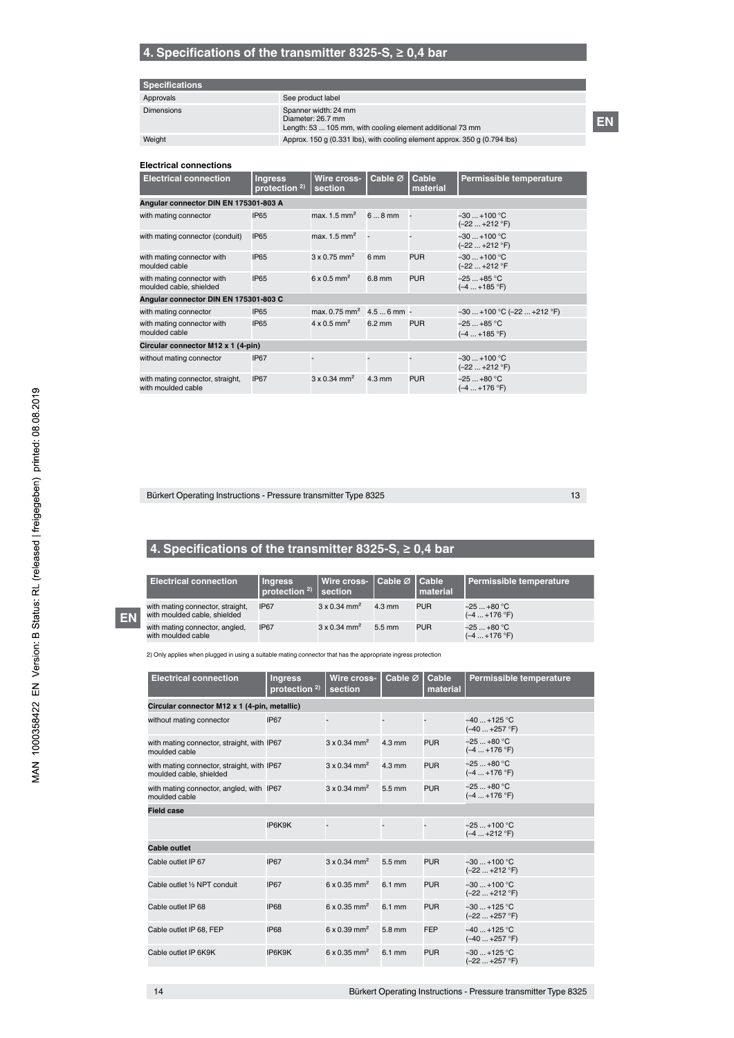## 4. Specifications of the transmitter 8325-S, ≥ 0,4 bar

| Specifications | |
|---|---|
| Approvals | See product label |
| Dimensions | Spanner width: 24 mm<br>Diameter: 26.7 mm<br>Length: 53 ... 105 mm, with cooling element additional 73 mm |
| Weight | Approx. 150 g (0.331 lbs), with cooling element approx. 350 g (0.794 lbs) |

**Electrical connections**

| Electrical connection | Ingress protection [2] | Wire cross-section | Cable Ø | Cable material | Permissible temperature |
|---|---|---|---|---|---|
| **Angular connector DIN EN 175301-803 A** | | | | | |
| with mating connector | IP65 | max. 1.5 mm² | 6 ... 8 mm | - | –30 ... +100 °C (–22 ... +212 °F) |
| with mating connector (conduit) | IP65 | max. 1.5 mm² | - | - | –30 ... +100 °C (–22 ... +212 °F) |
| with mating connector with moulded cable | IP65 | 3 x 0.75 mm² | 6 mm | PUR | –30 ... +100 °C (–22 ... +212 °F |
| with mating connector with moulded cable, shielded | IP65 | 6 x 0.5 mm² | 6.8 mm | PUR | –25 ... +85 °C (–4 ... +185 °F) |
| **Angular connector DIN EN 175301-803 C** | | | | | |
| with mating connector | IP65 | max. 0.75 mm² | 4.5 ... 6 mm | - | –30 ... +100 °C (–22 ... +212 °F) |
| with mating connector with moulded cable | IP65 | 4 x 0.5 mm² | 6.2 mm | PUR | –25 ... +85 °C (–4 ... +185 °F) |
| **Circular connector M12 x 1 (4-pin)** | | | | | |
| without mating connector | IP67 | - | - | - | –30 ... +100 °C (–22 ... +212 °F) |
| with mating connector, straight, with moulded cable | IP67 | 3 x 0.34 mm² | 4.3 mm | PUR | –25 ... +80 °C (–4 ... +176 °F) |
| with mating connector, straight, with moulded cable, shielded | IP67 | 3 x 0.34 mm² | 4.3 mm | PUR | –25 ... +80 °C (–4 ... +176 °F) |
| with mating connector, angled, with moulded cable | IP67 | 3 x 0.34 mm² | 5.5 mm | PUR | –25 ... +80 °C (–4 ... +176 °F) |

2) Only applies when plugged in using a suitable mating connector that has the appropriate ingress protection

| Electrical connection | Ingress protection [2] | Wire cross-section | Cable Ø | Cable material | Permissible temperature |
|---|---|---|---|---|---|
| **Circular connector M12 x 1 (4-pin, metallic)** | | | | | |
| without mating connector | IP67 | - | - | - | –40 ... +125 °C (–40 ... +257 °F) |
| with mating connector, straight, with moulded cable | IP67 | 3 x 0.34 mm² | 4.3 mm | PUR | –25 ... +80 °C (–4 ... +176 °F) |
| with mating connector, straight, with moulded cable, shielded | IP67 | 3 x 0.34 mm² | 4.3 mm | PUR | –25 ... +80 °C (–4 ... +176 °F) |
| with mating connector, angled, with moulded cable | IP67 | 3 x 0.34 mm² | 5.5 mm | PUR | –25 ... +80 °C (–4 ... +176 °F) |
| **Field case** | | | | | |
| | IP6K9K | - | - | - | –25 ... +100 °C (–4 ... +212 °F) |
| **Cable outlet** | | | | | |
| Cable outlet IP 67 | IP67 | 3 x 0.34 mm² | 5.5 mm | PUR | –30 ... +100 °C (–22 ... +212 °F) |
| Cable outlet ½ NPT conduit | IP67 | 6 x 0.35 mm² | 6.1 mm | PUR | –30 ... +100 °C (–22 ... +212 °F) |
| Cable outlet IP 68 | IP68 | 6 x 0.35 mm² | 6.1 mm | PUR | –30 ... +125 °C (–22 ... +257 °F) |
| Cable outlet IP 68, FEP | IP68 | 6 x 0.39 mm² | 5.8 mm | FEP | –40 ... +125 °C (–40 ... +257 °F) |
| Cable outlet IP 6K9K | IP6K9K | 6 x 0.35 mm² | 6.1 mm | PUR | –30 ... +125 °C (–22 ... +257 °F) |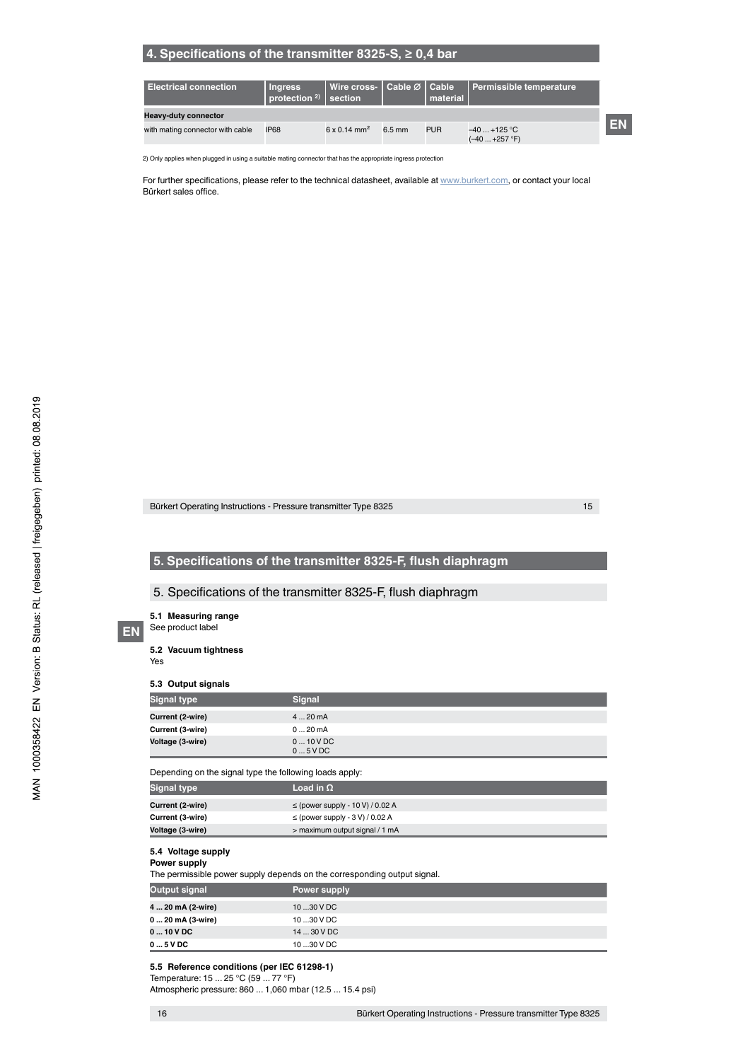## 4. Specifications of the transmitter 8325-S, ≥ 0,4 bar

| Electrical connection | Ingress protection 2) | Wire cross-section | Cable ∅ | Cable material | Permissible temperature |
|---|---|---|---|---|---|
| **Heavy-duty connector** | | | | | |
| with mating connector with cable | IP68 | 6 x 0.14 mm² | 6.5 mm | PUR | –40 ... +125 °C (–40 ... +257 °F) |

2) Only applies when plugged in using a suitable mating connector that has the appropriate ingress protection

For further specifications, please refer to the technical datasheet, available at www.burkert.com, or contact your local Bürkert sales office.

## 5. Specifications of the transmitter 8325-F, flush diaphragm

### 5.1 Measuring range

See product label

### 5.2 Vacuum tightness

Yes

### 5.3 Output signals

| Signal type | Signal |
|---|---|
| **Current (2-wire)** | 4 ... 20 mA |
| **Current (3-wire)** | 0 ... 20 mA |
| **Voltage (3-wire)** | 0 ... 10 V DC<br>0 ... 5 V DC |

Depending on the signal type the following loads apply:

| Signal type | Load in Ω |
|---|---|
| **Current (2-wire)** | ≤ (power supply - 10 V) / 0.02 A |
| **Current (3-wire)** | ≤ (power supply - 3 V) / 0.02 A |
| **Voltage (3-wire)** | > maximum output signal / 1 mA |

### 5.4 Voltage supply

**Power supply**

The permissible power supply depends on the corresponding output signal.

| Output signal | Power supply |
|---|---|
| **4 ... 20 mA (2-wire)** | 10 ...30 V DC |
| **0 ... 20 mA (3-wire)** | 10 ...30 V DC |
| **0 ... 10 V DC** | 14 ... 30 V DC |
| **0 ... 5 V DC** | 10 ...30 V DC |

### 5.5 Reference conditions (per IEC 61298-1)

Temperature: 15 ... 25 °C (59 ... 77 °F)

Atmospheric pressure: 860 ... 1,060 mbar (12.5 ... 15.4 psi)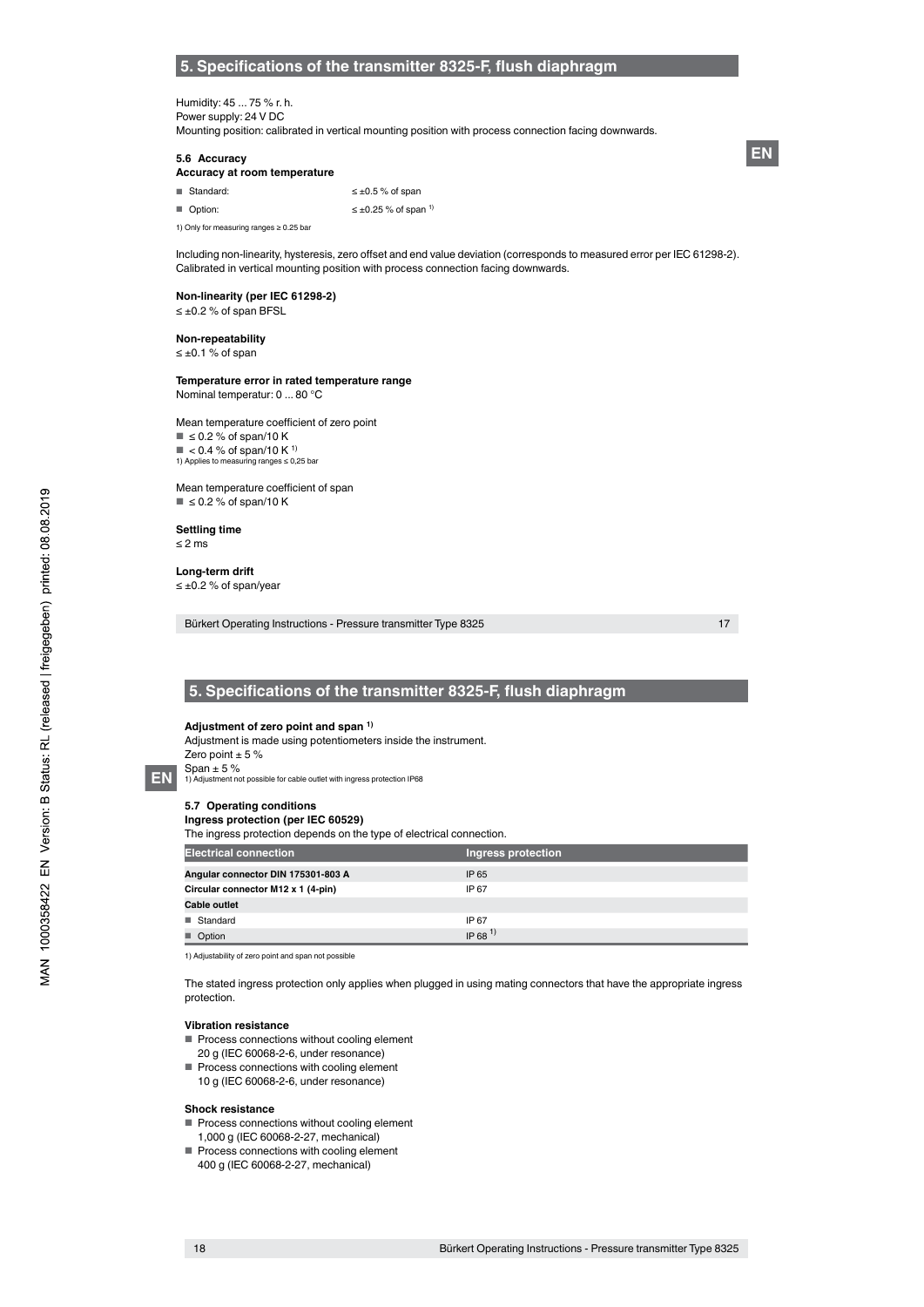## 5. Specifications of the transmitter 8325-F, flush diaphragm

Humidity: 45 ... 75 % r. h.
Power supply: 24 V DC
Mounting position: calibrated in vertical mounting position with process connection facing downwards.

### 5.6 Accuracy

**Accuracy at room temperature**

- Standard: ≤ ±0.5 % of span
- Option: ≤ ±0.25 % of span [1]

1) Only for measuring ranges ≥ 0.25 bar

Including non-linearity, hysteresis, zero offset and end value deviation (corresponds to measured error per IEC 61298-2). Calibrated in vertical mounting position with process connection facing downwards.

**Non-linearity (per IEC 61298-2)**
≤ ±0.2 % of span BFSL

**Non-repeatability**
≤ ±0.1 % of span

**Temperature error in rated temperature range**
Nominal temperatur: 0 ... 80 °C

Mean temperature coefficient of zero point

- ≤ 0.2 % of span/10 K
- < 0.4 % of span/10 K [1]

1) Applies to measuring ranges ≤ 0,25 bar

Mean temperature coefficient of span

- ≤ 0.2 % of span/10 K

**Settling time**
≤ 2 ms

**Long-term drift**
≤ ±0.2 % of span/year

## 5. Specifications of the transmitter 8325-F, flush diaphragm

**Adjustment of zero point and span [1]**
Adjustment is made using potentiometers inside the instrument.
Zero point ± 5 %
Span ± 5 %
1) Adjustment not possible for cable outlet with ingress protection IP68

### 5.7 Operating conditions

**Ingress protection (per IEC 60529)**
The ingress protection depends on the type of electrical connection.

| Electrical connection | Ingress protection |
|---|---|
| **Angular connector DIN 175301-803 A** | IP 65 |
| **Circular connector M12 x 1 (4-pin)** | IP 67 |
| **Cable outlet** | |
| ■ Standard | IP 67 |
| ■ Option | IP 68 [1] |

1) Adjustability of zero point and span not possible

The stated ingress protection only applies when plugged in using mating connectors that have the appropriate ingress protection.

**Vibration resistance**

- Process connections without cooling element
  20 g (IEC 60068-2-6, under resonance)
- Process connections with cooling element
  10 g (IEC 60068-2-6, under resonance)

**Shock resistance**

- Process connections without cooling element
  1,000 g (IEC 60068-2-27, mechanical)
- Process connections with cooling element
  400 g (IEC 60068-2-27, mechanical)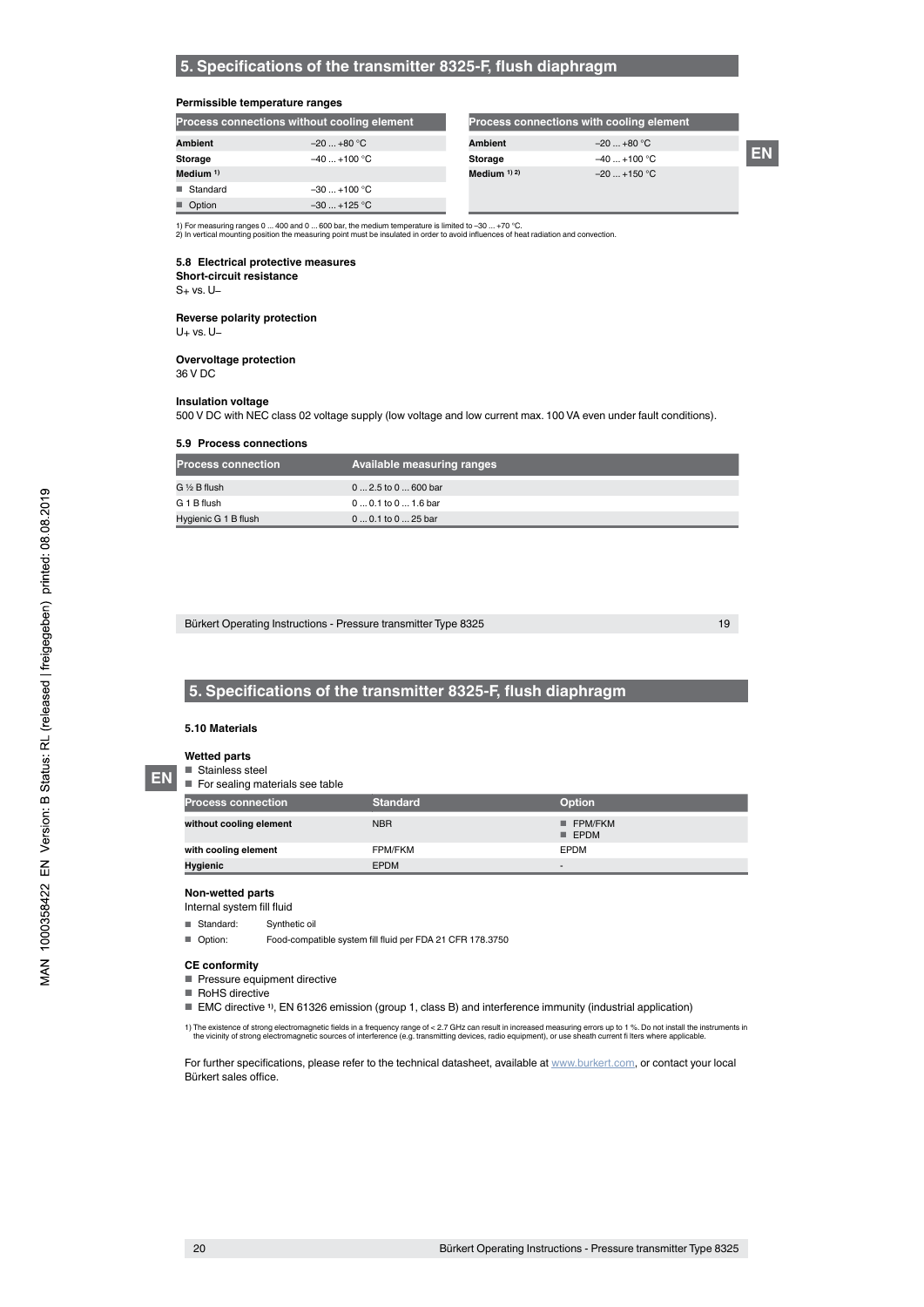## 5. Specifications of the transmitter 8325-F, flush diaphragm

**Permissible temperature ranges**

| Process connections without cooling element | |
|---|---|
| **Ambient** | −20 ... +80 °C |
| **Storage** | −40 ... +100 °C |
| **Medium** [1] | |
| ■ Standard | −30 ... +100 °C |
| ■ Option | −30 ... +125 °C |

| Process connections with cooling element | |
|---|---|
| **Ambient** | −20 ... +80 °C |
| **Storage** | −40 ... +100 °C |
| **Medium** [1] [2] | −20 ... +150 °C |

1) For measuring ranges 0 ... 400 and 0 ... 600 bar, the medium temperature is limited to −30 ... +70 °C.
2) In vertical mounting position the measuring point must be insulated in order to avoid influences of heat radiation and convection.

### 5.8 Electrical protective measures

**Short-circuit resistance**
S+ vs. U−

**Reverse polarity protection**
U+ vs. U−

**Overvoltage protection**
36 V DC

**Insulation voltage**
500 V DC with NEC class 02 voltage supply (low voltage and low current max. 100 VA even under fault conditions).

### 5.9 Process connections

| Process connection | Available measuring ranges |
|---|---|
| G ½ B flush | 0 ... 2.5 to 0 ... 600 bar |
| G 1 B flush | 0 ... 0.1 to 0 ... 1.6 bar |
| Hygienic G 1 B flush | 0 ... 0.1 to 0 ... 25 bar |

## 5. Specifications of the transmitter 8325-F, flush diaphragm

### 5.10 Materials

**Wetted parts**
- Stainless steel
- For sealing materials see table

| Process connection | Standard | Option |
|---|---|---|
| **without cooling element** | NBR | ■ FPM/FKM ■ EPDM |
| **with cooling element** | FPM/FKM | EPDM |
| **Hygienic** | EPDM | - |

**Non-wetted parts**
Internal system fill fluid

- Standard: Synthetic oil
- Option: Food-compatible system fill fluid per FDA 21 CFR 178.3750

**CE conformity**
- Pressure equipment directive
- RoHS directive
- EMC directive [1], EN 61326 emission (group 1, class B) and interference immunity (industrial application)

1) The existence of strong electromagnetic fields in a frequency range of < 2.7 GHz can result in increased measuring errors up to 1 %. Do not install the instruments in the vicinity of strong electromagnetic sources of interference (e.g. transmitting devices, radio equipment), or use sheath current fi lters where applicable.

For further specifications, please refer to the technical datasheet, available at www.burkert.com, or contact your local Bürkert sales office.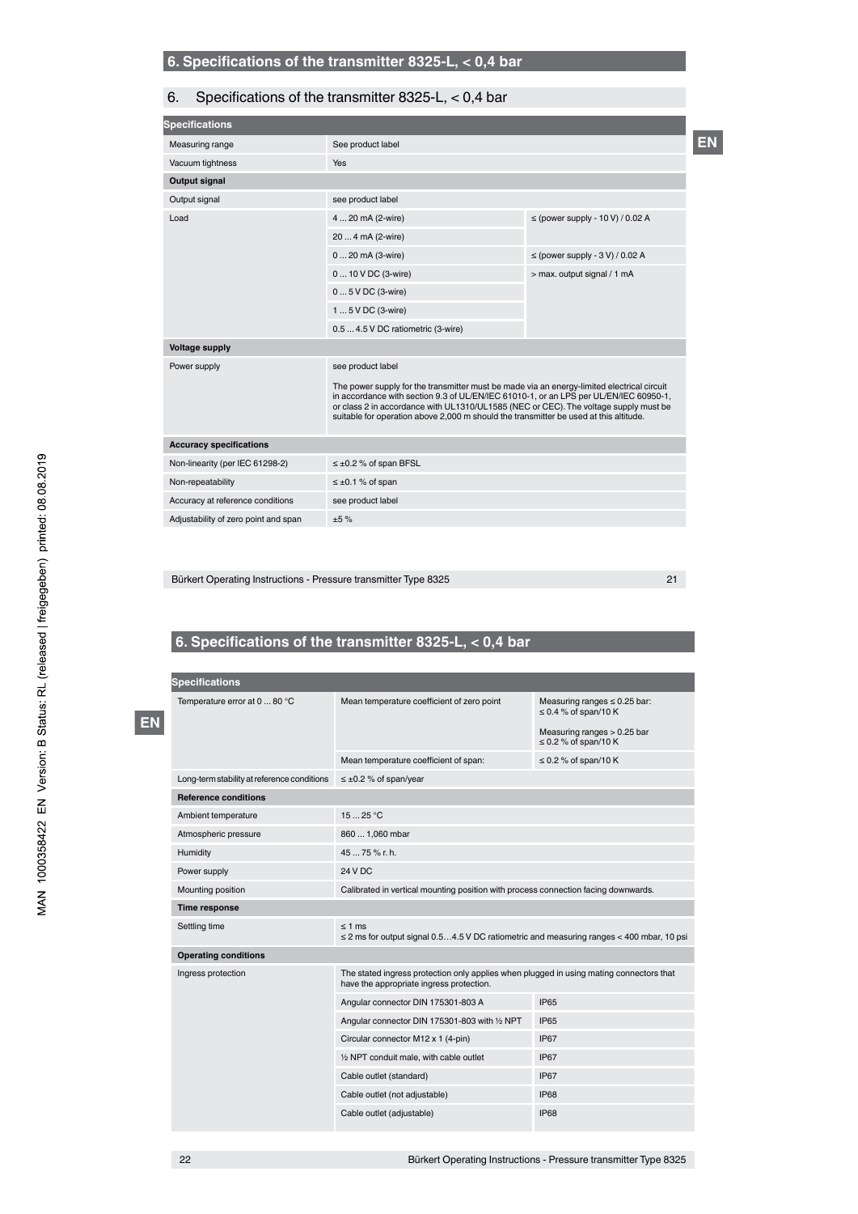# 6. Specifications of the transmitter 8325-L, < 0,4 bar

## 6. Specifications of the transmitter 8325-L, < 0,4 bar

| Specifications | | |
|---|---|---|
| Measuring range | See product label | |
| Vacuum tightness | Yes | |
| **Output signal** | | |
| Output signal | see product label | |
| Load | 4 ... 20 mA (2-wire) | ≤ (power supply - 10 V) / 0.02 A |
| | 20 ... 4 mA (2-wire) | |
| | 0 ... 20 mA (3-wire) | ≤ (power supply - 3 V) / 0.02 A |
| | 0 ... 10 V DC (3-wire) | > max. output signal / 1 mA |
| | 0 ... 5 V DC (3-wire) | |
| | 1 ... 5 V DC (3-wire) | |
| | 0.5 ... 4.5 V DC ratiometric (3-wire) | |
| **Voltage supply** | | |
| Power supply | see product label<br><br>The power supply for the transmitter must be made via an energy-limited electrical circuit in accordance with section 9.3 of UL/EN/IEC 61010-1, or an LPS per UL/EN/IEC 60950-1, or class 2 in accordance with UL1310/UL1585 (NEC or CEC). The voltage supply must be suitable for operation above 2,000 m should the transmitter be used at this altitude. | |
| **Accuracy specifications** | | |
| Non-linearity (per IEC 61298-2) | ≤ ±0.2 % of span BFSL | |
| Non-repeatability | ≤ ±0.1 % of span | |
| Accuracy at reference conditions | see product label | |
| Adjustability of zero point and span | ±5 % | |

# 6. Specifications of the transmitter 8325-L, < 0,4 bar

| Specifications | | |
|---|---|---|
| Temperature error at 0 ... 80 °C | Mean temperature coefficient of zero point | Measuring ranges ≤ 0.25 bar: ≤ 0.4 % of span/10 K<br><br>Measuring ranges > 0.25 bar ≤ 0.2 % of span/10 K |
| | Mean temperature coefficient of span: | ≤ 0.2 % of span/10 K |
| Long-term stability at reference conditions | ≤ ±0.2 % of span/year | |
| **Reference conditions** | | |
| Ambient temperature | 15 ... 25 °C | |
| Atmospheric pressure | 860 ... 1,060 mbar | |
| Humidity | 45 ... 75 % r. h. | |
| Power supply | 24 V DC | |
| Mounting position | Calibrated in vertical mounting position with process connection facing downwards. | |
| **Time response** | | |
| Settling time | ≤ 1 ms<br>≤ 2 ms for output signal 0.5…4.5 V DC ratiometric and measuring ranges < 400 mbar, 10 psi | |
| **Operating conditions** | | |
| Ingress protection | The stated ingress protection only applies when plugged in using mating connectors that have the appropriate ingress protection. | |
| | Angular connector DIN 175301-803 A | IP65 |
| | Angular connector DIN 175301-803 with ½ NPT | IP65 |
| | Circular connector M12 x 1 (4-pin) | IP67 |
| | ½ NPT conduit male, with cable outlet | IP67 |
| | Cable outlet (standard) | IP67 |
| | Cable outlet (not adjustable) | IP68 |
| | Cable outlet (adjustable) | IP68 |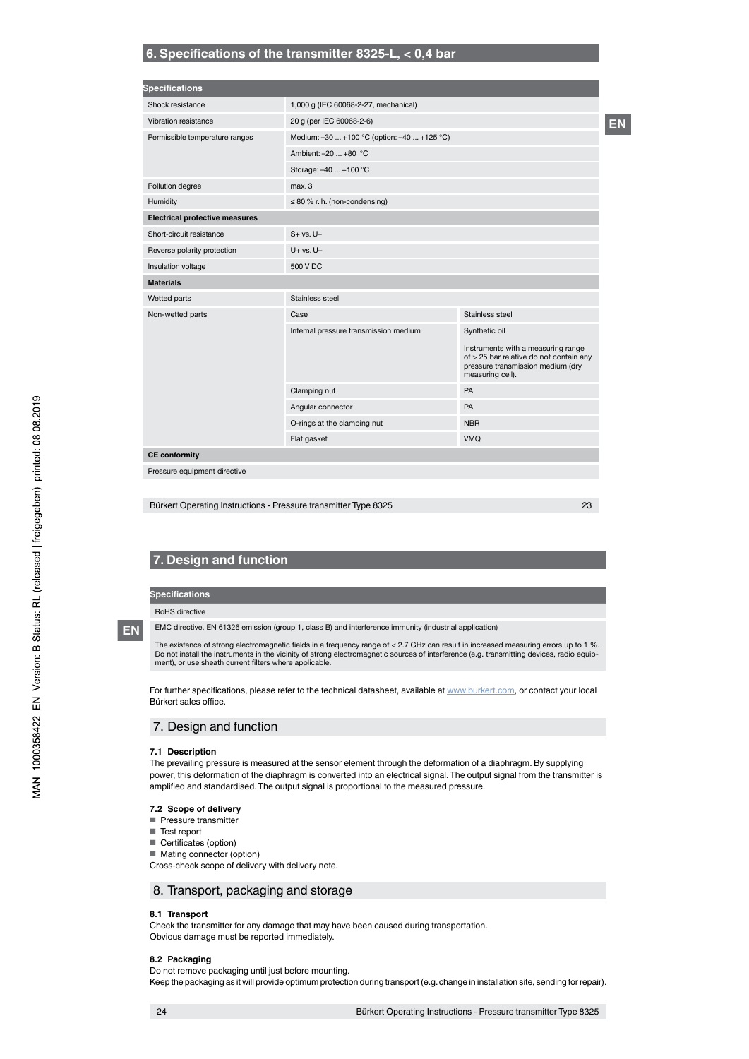## 6. Specifications of the transmitter 8325-L, < 0,4 bar

| Specifications | | |
|---|---|---|
| Shock resistance | 1,000 g (IEC 60068-2-27, mechanical) | |
| Vibration resistance | 20 g (per IEC 60068-2-6) | |
| Permissible temperature ranges | Medium: –30 ... +100 °C (option: –40 ... +125 °C) | |
| | Ambient: –20 ... +80 °C | |
| | Storage: –40 ... +100 °C | |
| Pollution degree | max. 3 | |
| Humidity | ≤ 80 % r. h. (non-condensing) | |
| **Electrical protective measures** | | |
| Short-circuit resistance | S+ vs. U– | |
| Reverse polarity protection | U+ vs. U– | |
| Insulation voltage | 500 V DC | |
| **Materials** | | |
| Wetted parts | Stainless steel | |
| Non-wetted parts | Case | Stainless steel |
| | Internal pressure transmission medium | Synthetic oil<br><br>Instruments with a measuring range of > 25 bar relative do not contain any pressure transmission medium (dry measuring cell). |
| | Clamping nut | PA |
| | Angular connector | PA |
| | O-rings at the clamping nut | NBR |
| | Flat gasket | VMQ |
| **CE conformity** | | |
| Pressure equipment directive | | |

## 7. Design and function

| Specifications |
|---|
| RoHS directive |
| EMC directive, EN 61326 emission (group 1, class B) and interference immunity (industrial application)<br><br>The existence of strong electromagnetic fields in a frequency range of < 2.7 GHz can result in increased measuring errors up to 1 %. Do not install the instruments in the vicinity of strong electromagnetic sources of interference (e.g. transmitting devices, radio equipment), or use sheath current filters where applicable. |

For further specifications, please refer to the technical datasheet, available at www.burkert.com, or contact your local Bürkert sales office.

## 7. Design and function

### 7.1 Description

The prevailing pressure is measured at the sensor element through the deformation of a diaphragm. By supplying power, this deformation of the diaphragm is converted into an electrical signal. The output signal from the transmitter is amplified and standardised. The output signal is proportional to the measured pressure.

### 7.2 Scope of delivery

- Pressure transmitter
- Test report
- Certificates (option)
- Mating connector (option)

Cross-check scope of delivery with delivery note.

## 8. Transport, packaging and storage

### 8.1 Transport

Check the transmitter for any damage that may have been caused during transportation.
Obvious damage must be reported immediately.

### 8.2 Packaging

Do not remove packaging until just before mounting.
Keep the packaging as it will provide optimum protection during transport (e.g. change in installation site, sending for repair).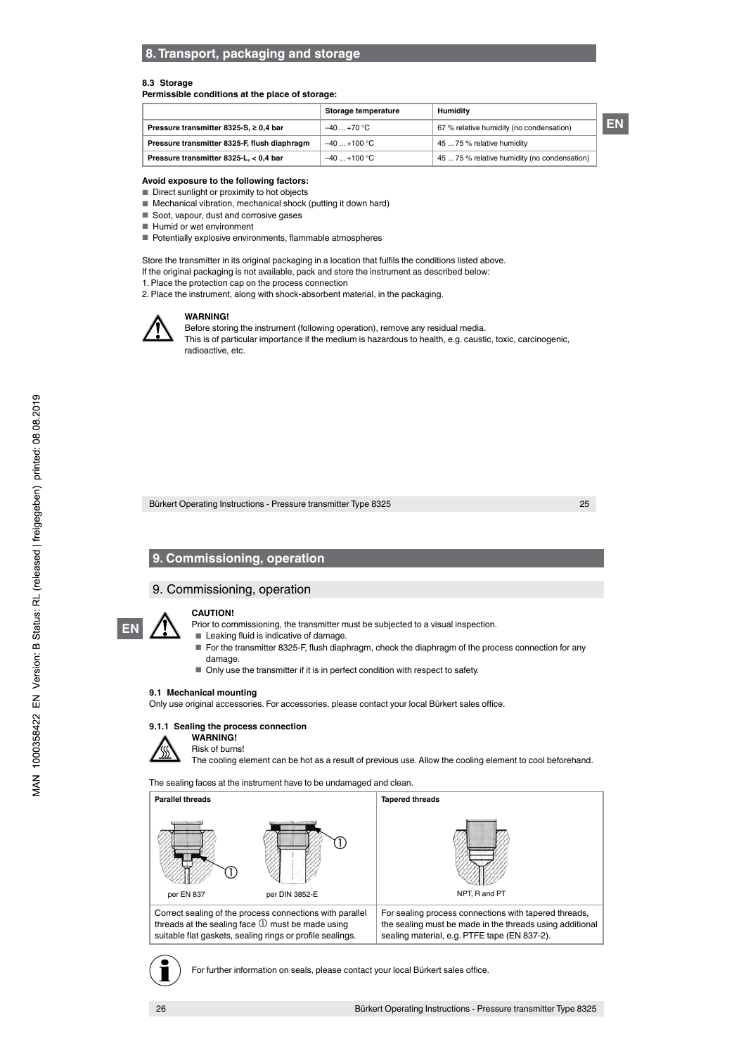## 8. Transport, packaging and storage

### 8.3 Storage

**Permissible conditions at the place of storage:**

| | Storage temperature | Humidity |
|---|---|---|
| **Pressure transmitter 8325-S, ≥ 0,4 bar** | –40 ... +70 °C | 67 % relative humidity (no condensation) |
| **Pressure transmitter 8325-F, flush diaphragm** | –40 ... +100 °C | 45 ... 75 % relative humidity |
| **Pressure transmitter 8325-L, < 0,4 bar** | –40 ... +100 °C | 45 ... 75 % relative humidity (no condensation) |

**Avoid exposure to the following factors:**

- Direct sunlight or proximity to hot objects
- Mechanical vibration, mechanical shock (putting it down hard)
- Soot, vapour, dust and corrosive gases
- Humid or wet environment
- Potentially explosive environments, flammable atmospheres

Store the transmitter in its original packaging in a location that fulfils the conditions listed above.
If the original packaging is not available, pack and store the instrument as described below:

1. Place the protection cap on the process connection
2. Place the instrument, along with shock-absorbent material, in the packaging.

**WARNING!**
Before storing the instrument (following operation), remove any residual media.
This is of particular importance if the medium is hazardous to health, e.g. caustic, toxic, carcinogenic, radioactive, etc.

## 9. Commissioning, operation

**CAUTION!**
Prior to commissioning, the transmitter must be subjected to a visual inspection.

- Leaking fluid is indicative of damage.
- For the transmitter 8325-F, flush diaphragm, check the diaphragm of the process connection for any damage.
- Only use the transmitter if it is in perfect condition with respect to safety.

### 9.1 Mechanical mounting

Only use original accessories. For accessories, please contact your local Bürkert sales office.

#### 9.1.1 Sealing the process connection

**WARNING!**
Risk of burns!
The cooling element can be hot as a result of previous use. Allow the cooling element to cool beforehand.

The sealing faces at the instrument have to be undamaged and clean.

| Parallel threads | Tapered threads |
|---|---|
| per EN 837 / per DIN 3852-E | NPT, R and PT |
| Correct sealing of the process connections with parallel threads at the sealing face ① must be made using suitable flat gaskets, sealing rings or profile sealings. | For sealing process connections with tapered threads, the sealing must be made in the threads using additional sealing material, e.g. PTFE tape (EN 837-2). |

For further information on seals, please contact your local Bürkert sales office.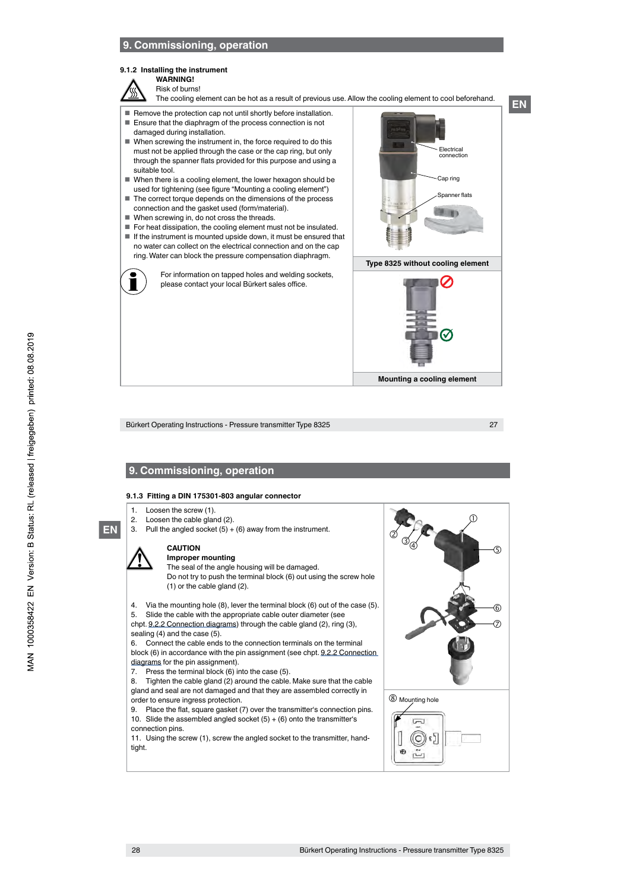# 9. Commissioning, operation

### 9.1.2 Installing the instrument

**WARNING!**

Risk of burns!

The cooling element can be hot as a result of previous use. Allow the cooling element to cool beforehand.

- Remove the protection cap not until shortly before installation.
- Ensure that the diaphragm of the process connection is not damaged during installation.
- When screwing the instrument in, the force required to do this must not be applied through the case or the cap ring, but only through the spanner flats provided for this purpose and using a suitable tool.
- When there is a cooling element, the lower hexagon should be used for tightening (see figure "Mounting a cooling element")
- The correct torque depends on the dimensions of the process connection and the gasket used (form/material).
- When screwing in, do not cross the threads.
- For heat dissipation, the cooling element must not be insulated.
- If the instrument is mounted upside down, it must be ensured that no water can collect on the electrical connection and on the cap ring. Water can block the pressure compensation diaphragm.

For information on tapped holes and welding sockets, please contact your local Bürkert sales office.

Electrical connection

Cap ring

Spanner flats

**Type 8325 without cooling element**

**Mounting a cooling element**

# 9. Commissioning, operation

### 9.1.3 Fitting a DIN 175301-803 angular connector

1. Loosen the screw (1).
2. Loosen the cable gland (2).
3. Pull the angled socket (5) + (6) away from the instrument.

**CAUTION**

**Improper mounting**

The seal of the angle housing will be damaged.

Do not try to push the terminal block (6) out using the screw hole (1) or the cable gland (2).

4. Via the mounting hole (8), lever the terminal block (6) out of the case (5).
5. Slide the cable with the appropriate cable outer diameter (see chpt. 9.2.2 Connection diagrams) through the cable gland (2), ring (3), sealing (4) and the case (5).
6. Connect the cable ends to the connection terminals on the terminal block (6) in accordance with the pin assignment (see chpt. 9.2.2 Connection diagrams for the pin assignment).
7. Press the terminal block (6) into the case (5).
8. Tighten the cable gland (2) around the cable. Make sure that the cable gland and seal are not damaged and that they are assembled correctly in order to ensure ingress protection.
9. Place the flat, square gasket (7) over the transmitter's connection pins.
10. Slide the assembled angled socket (5) + (6) onto the transmitter's connection pins.
11. Using the screw (1), screw the angled socket to the transmitter, hand-tight.

⑧ Mounting hole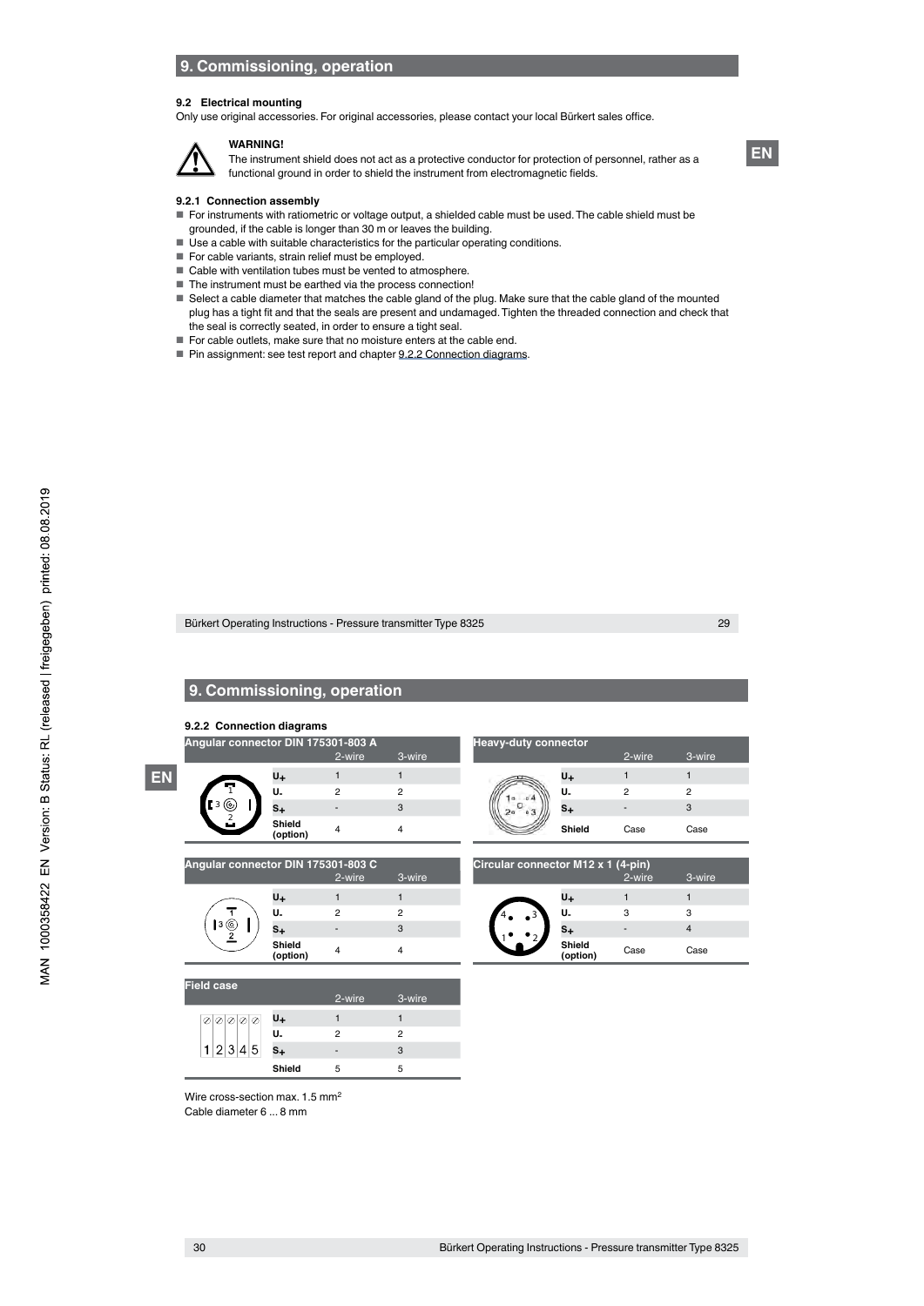## 9. Commissioning, operation

### 9.2 Electrical mounting

Only use original accessories. For original accessories, please contact your local Bürkert sales office.

**WARNING!**

The instrument shield does not act as a protective conductor for protection of personnel, rather as a functional ground in order to shield the instrument from electromagnetic fields.

#### 9.2.1 Connection assembly

- For instruments with ratiometric or voltage output, a shielded cable must be used. The cable shield must be grounded, if the cable is longer than 30 m or leaves the building.
- Use a cable with suitable characteristics for the particular operating conditions.
- For cable variants, strain relief must be employed.
- Cable with ventilation tubes must be vented to atmosphere.
- The instrument must be earthed via the process connection!
- Select a cable diameter that matches the cable gland of the plug. Make sure that the cable gland of the mounted plug has a tight fit and that the seals are present and undamaged. Tighten the threaded connection and check that the seal is correctly seated, in order to ensure a tight seal.
- For cable outlets, make sure that no moisture enters at the cable end.
- Pin assignment: see test report and chapter 9.2.2 Connection diagrams.

## 9. Commissioning, operation

#### 9.2.2 Connection diagrams

**Angular connector DIN 175301-803 A**

| | 2-wire | 3-wire |
|---|---|---|
| $U_+$ | 1 | 1 |
| $U_-$ | 2 | 2 |
| $S_+$ | - | 3 |
| Shield (option) | 4 | 4 |

**Heavy-duty connector**

| | 2-wire | 3-wire |
|---|---|---|
| $U_+$ | 1 | 1 |
| $U_-$ | 2 | 2 |
| $S_+$ | - | 3 |
| Shield | Case | Case |

**Angular connector DIN 175301-803 C**

| | 2-wire | 3-wire |
|---|---|---|
| $U_+$ | 1 | 1 |
| $U_-$ | 2 | 2 |
| $S_+$ | - | 3 |
| Shield (option) | 4 | 4 |

**Circular connector M12 x 1 (4-pin)**

| | 2-wire | 3-wire |
|---|---|---|
| $U_+$ | 1 | 1 |
| $U_-$ | 3 | 3 |
| $S_+$ | - | 4 |
| Shield (option) | Case | Case |

**Field case**

| | 2-wire | 3-wire |
|---|---|---|
| $U_+$ | 1 | 1 |
| $U_-$ | 2 | 2 |
| $S_+$ | - | 3 |
| Shield | 5 | 5 |

Wire cross-section max. 1.5 mm²
Cable diameter 6 ... 8 mm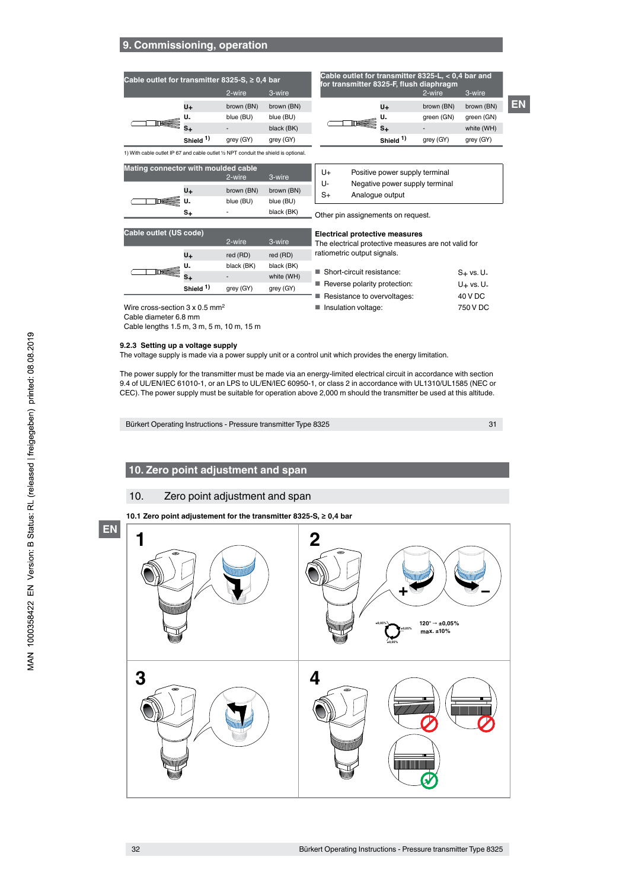## 9. Commissioning, operation

| Cable outlet for transmitter 8325-S, ≥ 0,4 bar | 2-wire | 3-wire |
|---|---|---|
| U+ | brown (BN) | brown (BN) |
| U- | blue (BU) | blue (BU) |
| S+ | - | black (BK) |
| Shield [1] | grey (GY) | grey (GY) |

| Cable outlet for transmitter 8325-L, < 0,4 bar and for transmitter 8325-F, flush diaphragm | 2-wire | 3-wire |
|---|---|---|
| U+ | brown (BN) | brown (BN) |
| U- | green (GN) | green (GN) |
| S+ | - | white (WH) |
| Shield [1] | grey (GY) | grey (GY) |

1) With cable outlet IP 67 and cable outlet ½ NPT conduit the shield is optional.

| Mating connector with moulded cable | 2-wire | 3-wire |
|---|---|---|
| U+ | brown (BN) | brown (BN) |
| U- | blue (BU) | blue (BU) |
| S+ | - | black (BK) |

| | |
|---|---|
| U+ | Positive power supply terminal |
| U- | Negative power supply terminal |
| S+ | Analogue output |

Other pin assignements on request.

| Cable outlet (US code) | 2-wire | 3-wire |
|---|---|---|
| U+ | red (RD) | red (RD) |
| U- | black (BK) | black (BK) |
| S+ | - | white (WH) |
| Shield [1] | grey (GY) | grey (GY) |

Wire cross-section 3 x 0.5 mm²
Cable diameter 6.8 mm
Cable lengths 1.5 m, 3 m, 5 m, 10 m, 15 m

**Electrical protective measures**
The electrical protective measures are not valid for ratiometric output signals.

- Short-circuit resistance: S+ vs. U-
- Reverse polarity protection: U+ vs. U-
- Resistance to overvoltages: 40 V DC
- Insulation voltage: 750 V DC

### 9.2.3 Setting up a voltage supply

The voltage supply is made via a power supply unit or a control unit which provides the energy limitation.

The power supply for the transmitter must be made via an energy-limited electrical circuit in accordance with section 9.4 of UL/EN/IEC 61010-1, or an LPS to UL/EN/IEC 60950-1, or class 2 in accordance with UL1310/UL1585 (NEC or CEC). The power supply must be suitable for operation above 2,000 m should the transmitter be used at this altitude.

## 10. Zero point adjustment and span

## 10. Zero point adjustment and span

### 10.1 Zero point adjustement for the transmitter 8325-S, ≥ 0,4 bar

1

2

±0,05% ±0,05% ±0,05%
120° → ±0,05%
max. ±10%

3

4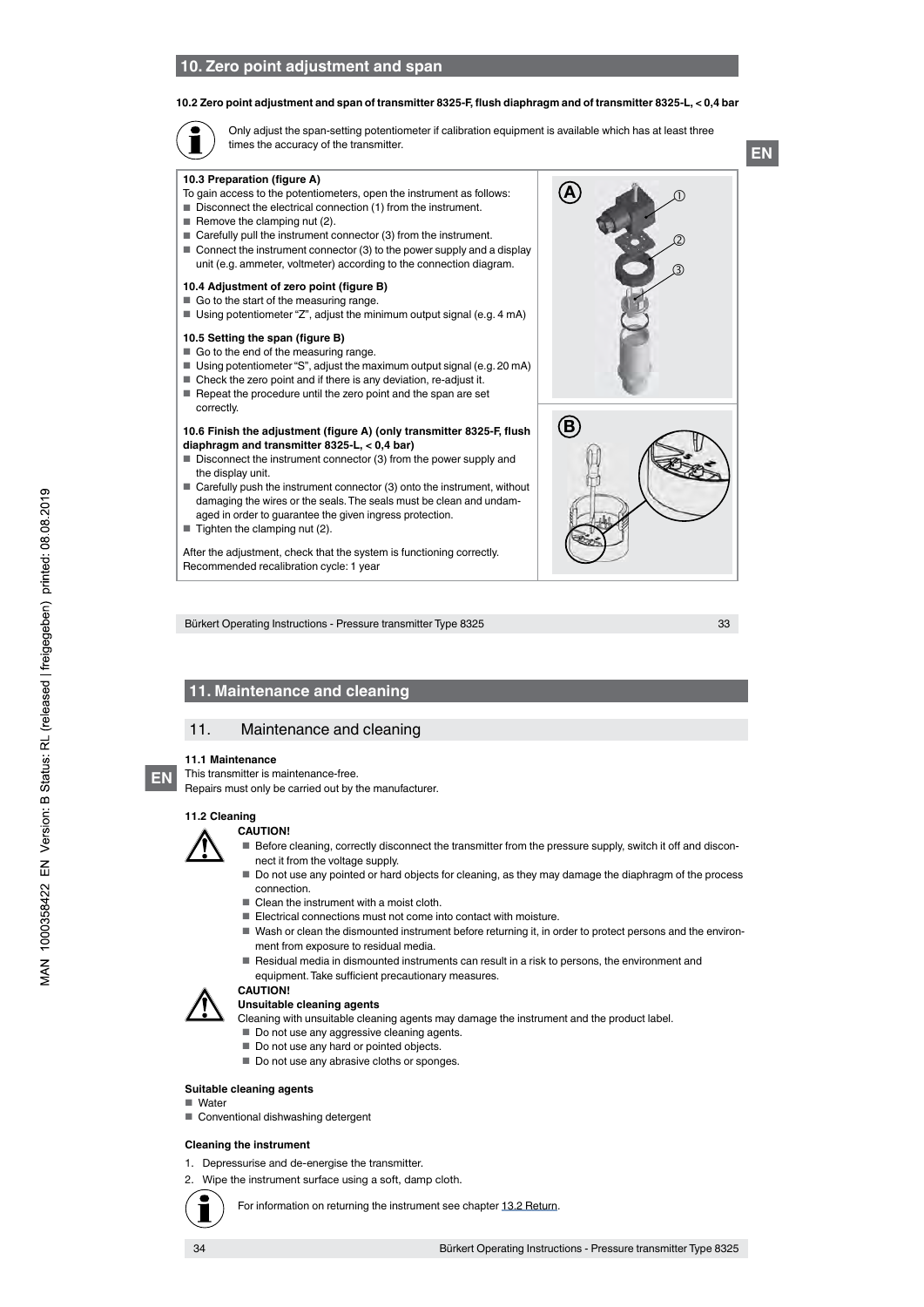## 10. Zero point adjustment and span

### 10.2 Zero point adjustment and span of transmitter 8325-F, flush diaphragm and of transmitter 8325-L, < 0,4 bar

Only adjust the span-setting potentiometer if calibration equipment is available which has at least three times the accuracy of the transmitter.

**10.3 Preparation (figure A)**

To gain access to the potentiometers, open the instrument as follows:

- Disconnect the electrical connection (1) from the instrument.
- Remove the clamping nut (2).
- Carefully pull the instrument connector (3) from the instrument.
- Connect the instrument connector (3) to the power supply and a display unit (e.g. ammeter, voltmeter) according to the connection diagram.

**10.4 Adjustment of zero point (figure B)**

- Go to the start of the measuring range.
- Using potentiometer "Z", adjust the minimum output signal (e.g. 4 mA)

**10.5 Setting the span (figure B)**

- Go to the end of the measuring range.
- Using potentiometer "S", adjust the maximum output signal (e.g. 20 mA)
- Check the zero point and if there is any deviation, re-adjust it.
- Repeat the procedure until the zero point and the span are set correctly.

**10.6 Finish the adjustment (figure A) (only transmitter 8325-F, flush diaphragm and transmitter 8325-L, < 0,4 bar)**

- Disconnect the instrument connector (3) from the power supply and the display unit.
- Carefully push the instrument connector (3) onto the instrument, without damaging the wires or the seals. The seals must be clean and undamaged in order to guarantee the given ingress protection.
- Tighten the clamping nut (2).

After the adjustment, check that the system is functioning correctly.
Recommended recalibration cycle: 1 year

## 11. Maintenance and cleaning

### 11. Maintenance and cleaning

**11.1 Maintenance**

This transmitter is maintenance-free.
Repairs must only be carried out by the manufacturer.

**11.2 Cleaning**

**CAUTION!**

- Before cleaning, correctly disconnect the transmitter from the pressure supply, switch it off and disconnect it from the voltage supply.
- Do not use any pointed or hard objects for cleaning, as they may damage the diaphragm of the process connection.
- Clean the instrument with a moist cloth.
- Electrical connections must not come into contact with moisture.
- Wash or clean the dismounted instrument before returning it, in order to protect persons and the environment from exposure to residual media.
- Residual media in dismounted instruments can result in a risk to persons, the environment and equipment. Take sufficient precautionary measures.

**CAUTION!**

**Unsuitable cleaning agents**

Cleaning with unsuitable cleaning agents may damage the instrument and the product label.

- Do not use any aggressive cleaning agents.
- Do not use any hard or pointed objects.
- Do not use any abrasive cloths or sponges.

**Suitable cleaning agents**

- Water
- Conventional dishwashing detergent

**Cleaning the instrument**

1. Depressurise and de-energise the transmitter.
2. Wipe the instrument surface using a soft, damp cloth.

For information on returning the instrument see chapter 13.2 Return.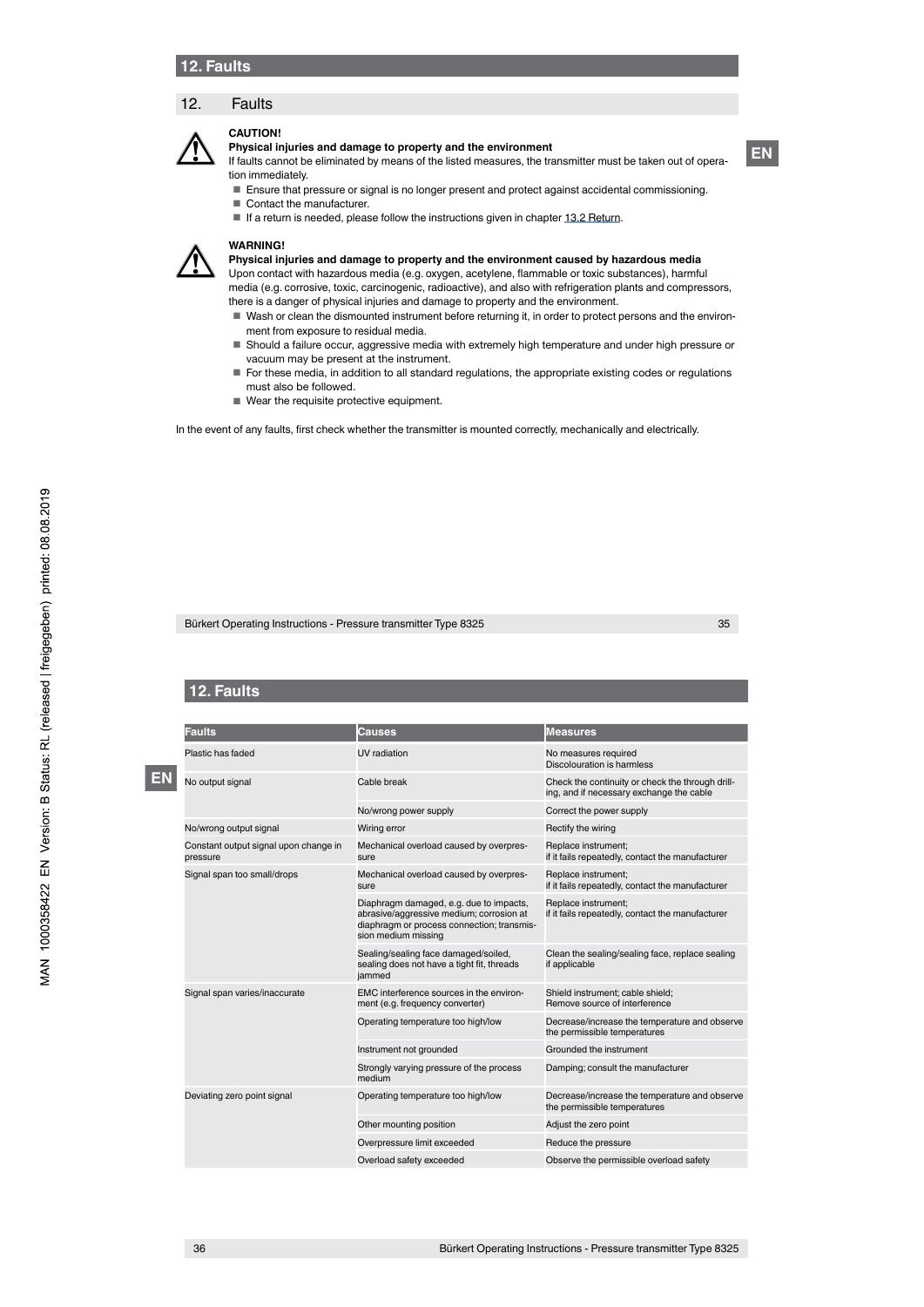# 12. Faults

## 12. Faults

**CAUTION!**

**Physical injuries and damage to property and the environment**

If faults cannot be eliminated by means of the listed measures, the transmitter must be taken out of operation immediately.

- Ensure that pressure or signal is no longer present and protect against accidental commissioning.
- Contact the manufacturer.
- If a return is needed, please follow the instructions given in chapter 13.2 Return.

**WARNING!**

**Physical injuries and damage to property and the environment caused by hazardous media**

Upon contact with hazardous media (e.g. oxygen, acetylene, flammable or toxic substances), harmful media (e.g. corrosive, toxic, carcinogenic, radioactive), and also with refrigeration plants and compressors, there is a danger of physical injuries and damage to property and the environment.

- Wash or clean the dismounted instrument before returning it, in order to protect persons and the environment from exposure to residual media.
- Should a failure occur, aggressive media with extremely high temperature and under high pressure or vacuum may be present at the instrument.
- For these media, in addition to all standard regulations, the appropriate existing codes or regulations must also be followed.
- Wear the requisite protective equipment.

In the event of any faults, first check whether the transmitter is mounted correctly, mechanically and electrically.

# 12. Faults

| Faults | Causes | Measures |
|---|---|---|
| Plastic has faded | UV radiation | No measures required<br>Discolouration is harmless |
| No output signal | Cable break | Check the continuity or check the through drilling, and if necessary exchange the cable |
| | No/wrong power supply | Correct the power supply |
| No/wrong output signal | Wiring error | Rectify the wiring |
| Constant output signal upon change in pressure | Mechanical overload caused by overpressure | Replace instrument;<br>if it fails repeatedly, contact the manufacturer |
| Signal span too small/drops | Mechanical overload caused by overpressure | Replace instrument;<br>if it fails repeatedly, contact the manufacturer |
| | Diaphragm damaged, e.g. due to impacts, abrasive/aggressive medium; corrosion at diaphragm or process connection; transmission medium missing | Replace instrument;<br>if it fails repeatedly, contact the manufacturer |
| | Sealing/sealing face damaged/soiled, sealing does not have a tight fit, threads jammed | Clean the sealing/sealing face, replace sealing if applicable |
| Signal span varies/inaccurate | EMC interference sources in the environment (e.g. frequency converter) | Shield instrument; cable shield;<br>Remove source of interference |
| | Operating temperature too high/low | Decrease/increase the temperature and observe the permissible temperatures |
| | Instrument not grounded | Grounded the instrument |
| | Strongly varying pressure of the process medium | Damping; consult the manufacturer |
| Deviating zero point signal | Operating temperature too high/low | Decrease/increase the temperature and observe the permissible temperatures |
| | Other mounting position | Adjust the zero point |
| | Overpressure limit exceeded | Reduce the pressure |
| | Overload safety exceeded | Observe the permissible overload safety |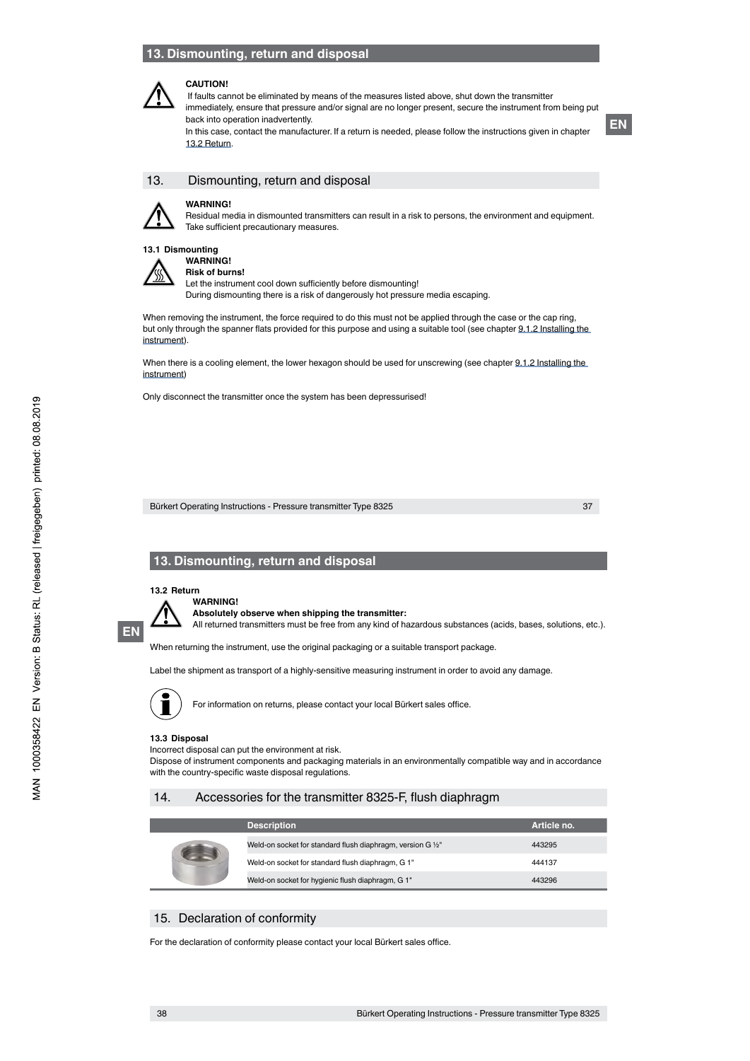## 13. Dismounting, return and disposal

**CAUTION!**
If faults cannot be eliminated by means of the measures listed above, shut down the transmitter immediately, ensure that pressure and/or signal are no longer present, secure the instrument from being put back into operation inadvertently.
In this case, contact the manufacturer. If a return is needed, please follow the instructions given in chapter 13.2 Return.

## 13. Dismounting, return and disposal

**WARNING!**
Residual media in dismounted transmitters can result in a risk to persons, the environment and equipment. Take sufficient precautionary measures.

### 13.1 Dismounting

**WARNING!**
**Risk of burns!**
Let the instrument cool down sufficiently before dismounting!
During dismounting there is a risk of dangerously hot pressure media escaping.

When removing the instrument, the force required to do this must not be applied through the case or the cap ring, but only through the spanner flats provided for this purpose and using a suitable tool (see chapter 9.1.2 Installing the instrument).

When there is a cooling element, the lower hexagon should be used for unscrewing (see chapter 9.1.2 Installing the instrument)

Only disconnect the transmitter once the system has been depressurised!

## 13. Dismounting, return and disposal

### 13.2 Return

**WARNING!**
**Absolutely observe when shipping the transmitter:**
All returned transmitters must be free from any kind of hazardous substances (acids, bases, solutions, etc.).

When returning the instrument, use the original packaging or a suitable transport package.

Label the shipment as transport of a highly-sensitive measuring instrument in order to avoid any damage.

For information on returns, please contact your local Bürkert sales office.

### 13.3 Disposal

Incorrect disposal can put the environment at risk.
Dispose of instrument components and packaging materials in an environmentally compatible way and in accordance with the country-specific waste disposal regulations.

## 14. Accessories for the transmitter 8325-F, flush diaphragm

| Description | Article no. |
|---|---|
| Weld-on socket for standard flush diaphragm, version G ½" | 443295 |
| Weld-on socket for standard flush diaphragm, G 1" | 444137 |
| Weld-on socket for hygienic flush diaphragm, G 1" | 443296 |

## 15. Declaration of conformity

For the declaration of conformity please contact your local Bürkert sales office.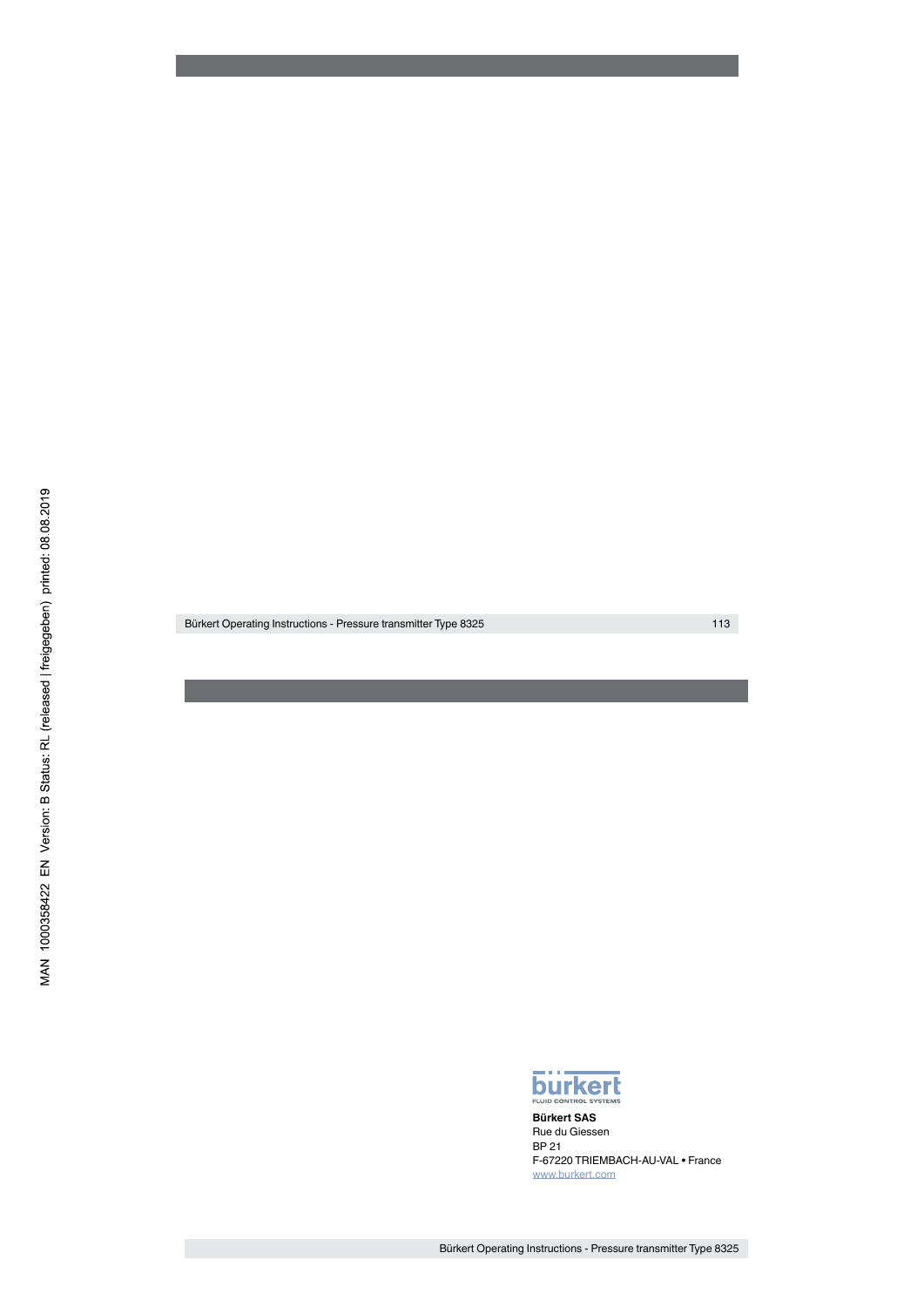**Bürkert SAS**
Rue du Giessen
BP 21
F-67220 TRIEMBACH-AU-VAL • France
www.burkert.com